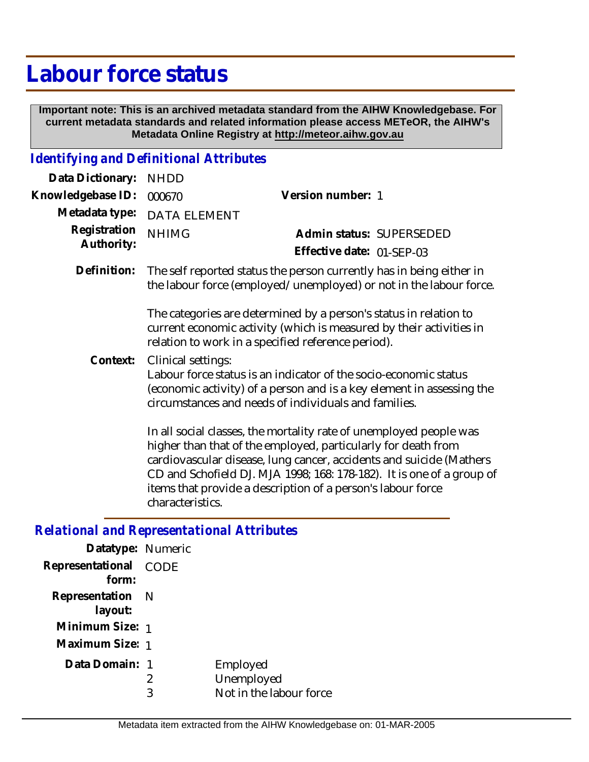# Labour force status

**Important note: This is an archived metadata standard from the AIHW Knowledgebase. For current metadata standards and related information please access METeOR, the AIHW's Metadata Online Registry at http://meteor.aihw.gov.au**

## *Identifying and Definitional Attributes*

**Data Dictionary:** NHDD

**Knowledgebase ID:** 000670

**Version number:** 1

**Metadata type:** DATA ELEMENT

**Registration Authority:** NHIMG

**Admin status:** SUPERSEDED

**Effective date:** 01-SEP-03

**Definition:** The self reported status the person currently has in being either in the labour force (employed/unemployed) or not in the labour force.

The categories are determined by a person's status in relation to current economic activity (which is measured by their activities in relation to work in a specified reference period).

**Context:** Clinical settings:
Labour force status is an indicator of the socio-economic status (economic activity) of a person and is a key element in assessing the circumstances and needs of individuals and families.

In all social classes, the mortality rate of unemployed people was higher than that of the employed, particularly for death from cardiovascular disease, lung cancer, accidents and suicide (Mathers CD and Schofield DJ. MJA 1998; 168: 178-182). It is one of a group of items that provide a description of a person's labour force characteristics.

## *Relational and Representational Attributes*

**Datatype:** Numeric

**Representational form:** CODE

**Representation layout:** N

**Minimum Size:** 1

**Maximum Size:** 1

**Data Domain:**

| Code | Description |
| --- | --- |
| 1 | Employed |
| 2 | Unemployed |
| 3 | Not in the labour force |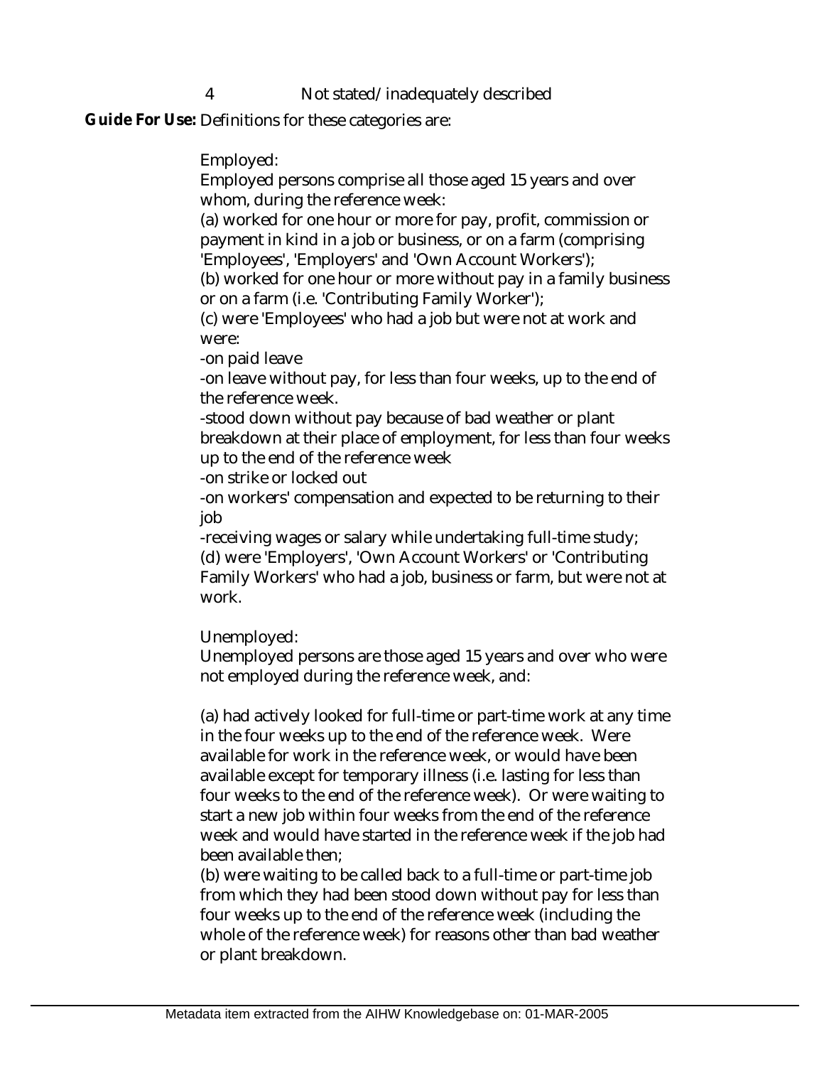4 Not stated/inadequately described

**Guide For Use:** Definitions for these categories are:

Employed:
Employed persons comprise all those aged 15 years and over whom, during the reference week:
(a) worked for one hour or more for pay, profit, commission or payment in kind in a job or business, or on a farm (comprising 'Employees', 'Employers' and 'Own Account Workers');
(b) worked for one hour or more without pay in a family business or on a farm (i.e. 'Contributing Family Worker');
(c) were 'Employees' who had a job but were not at work and were:
-on paid leave
-on leave without pay, for less than four weeks, up to the end of the reference week.
-stood down without pay because of bad weather or plant breakdown at their place of employment, for less than four weeks up to the end of the reference week
-on strike or locked out
-on workers' compensation and expected to be returning to their job
-receiving wages or salary while undertaking full-time study;
(d) were 'Employers', 'Own Account Workers' or 'Contributing Family Workers' who had a job, business or farm, but were not at work.

Unemployed:
Unemployed persons are those aged 15 years and over who were not employed during the reference week, and:

(a) had actively looked for full-time or part-time work at any time in the four weeks up to the end of the reference week. Were available for work in the reference week, or would have been available except for temporary illness (i.e. lasting for less than four weeks to the end of the reference week). Or were waiting to start a new job within four weeks from the end of the reference week and would have started in the reference week if the job had been available then;
(b) were waiting to be called back to a full-time or part-time job from which they had been stood down without pay for less than four weeks up to the end of the reference week (including the whole of the reference week) for reasons other than bad weather or plant breakdown.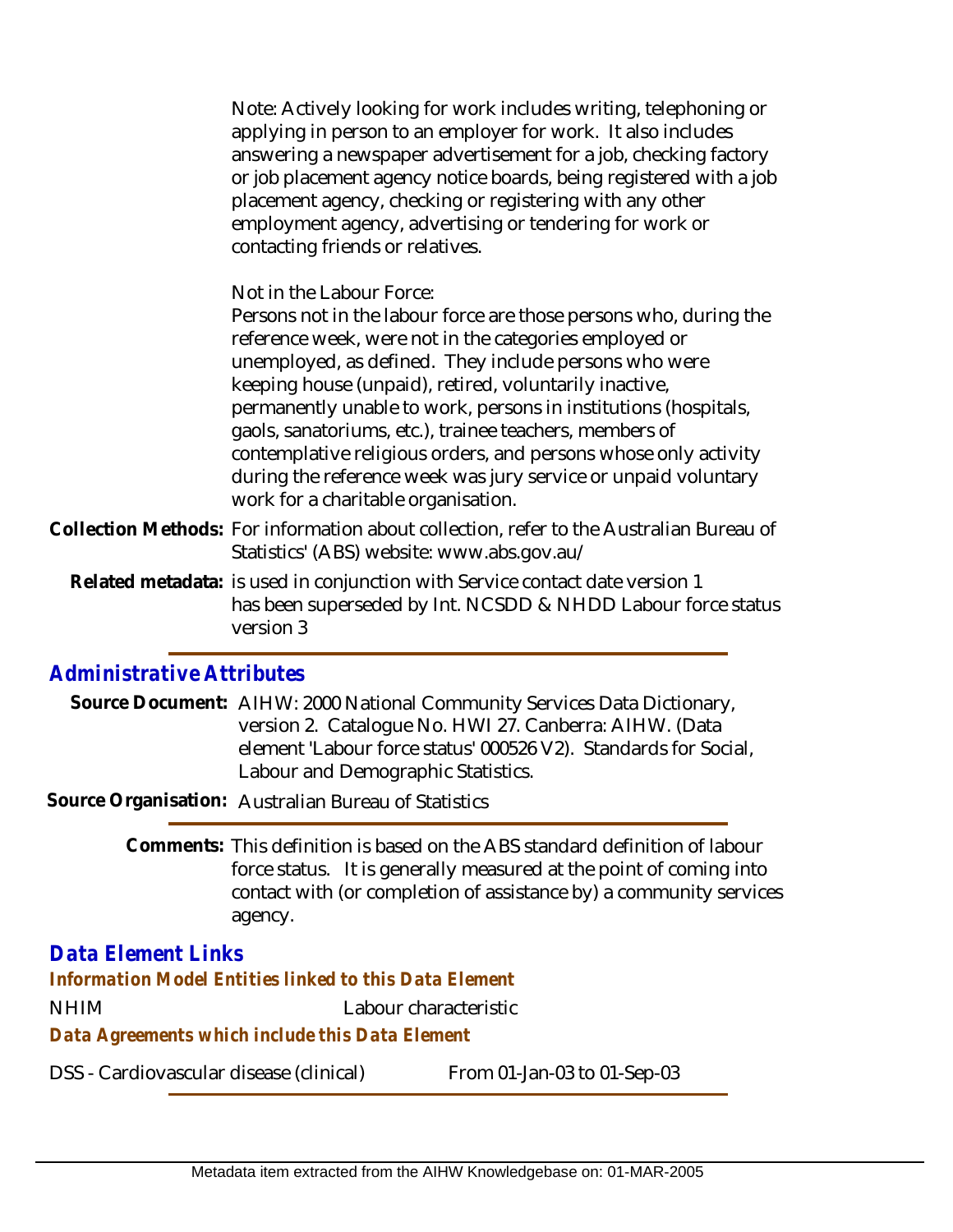Note: Actively looking for work includes writing, telephoning or applying in person to an employer for work. It also includes answering a newspaper advertisement for a job, checking factory or job placement agency notice boards, being registered with a job placement agency, checking or registering with any other employment agency, advertising or tendering for work or contacting friends or relatives.

Not in the Labour Force:
Persons not in the labour force are those persons who, during the reference week, were not in the categories employed or unemployed, as defined. They include persons who were keeping house (unpaid), retired, voluntarily inactive, permanently unable to work, persons in institutions (hospitals, gaols, sanatoriums, etc.), trainee teachers, members of contemplative religious orders, and persons whose only activity during the reference week was jury service or unpaid voluntary work for a charitable organisation.

**Collection Methods:** For information about collection, refer to the Australian Bureau of Statistics' (ABS) website: www.abs.gov.au/

**Related metadata:** is used in conjunction with Service contact date version 1
has been superseded by Int. NCSDD & NHDD Labour force status version 3

## Administrative Attributes

**Source Document:** AIHW: 2000 National Community Services Data Dictionary, version 2. Catalogue No. HWI 27. Canberra: AIHW. (Data element 'Labour force status' 000526 V2). Standards for Social, Labour and Demographic Statistics.

**Source Organisation:** Australian Bureau of Statistics

**Comments:** This definition is based on the ABS standard definition of labour force status. It is generally measured at the point of coming into contact with (or completion of assistance by) a community services agency.

## Data Element Links

### Information Model Entities linked to this Data Element

NHIM — Labour characteristic

### Data Agreements which include this Data Element

DSS - Cardiovascular disease (clinical) — From 01-Jan-03 to 01-Sep-03

Metadata item extracted from the AIHW Knowledgebase on: 01-MAR-2005